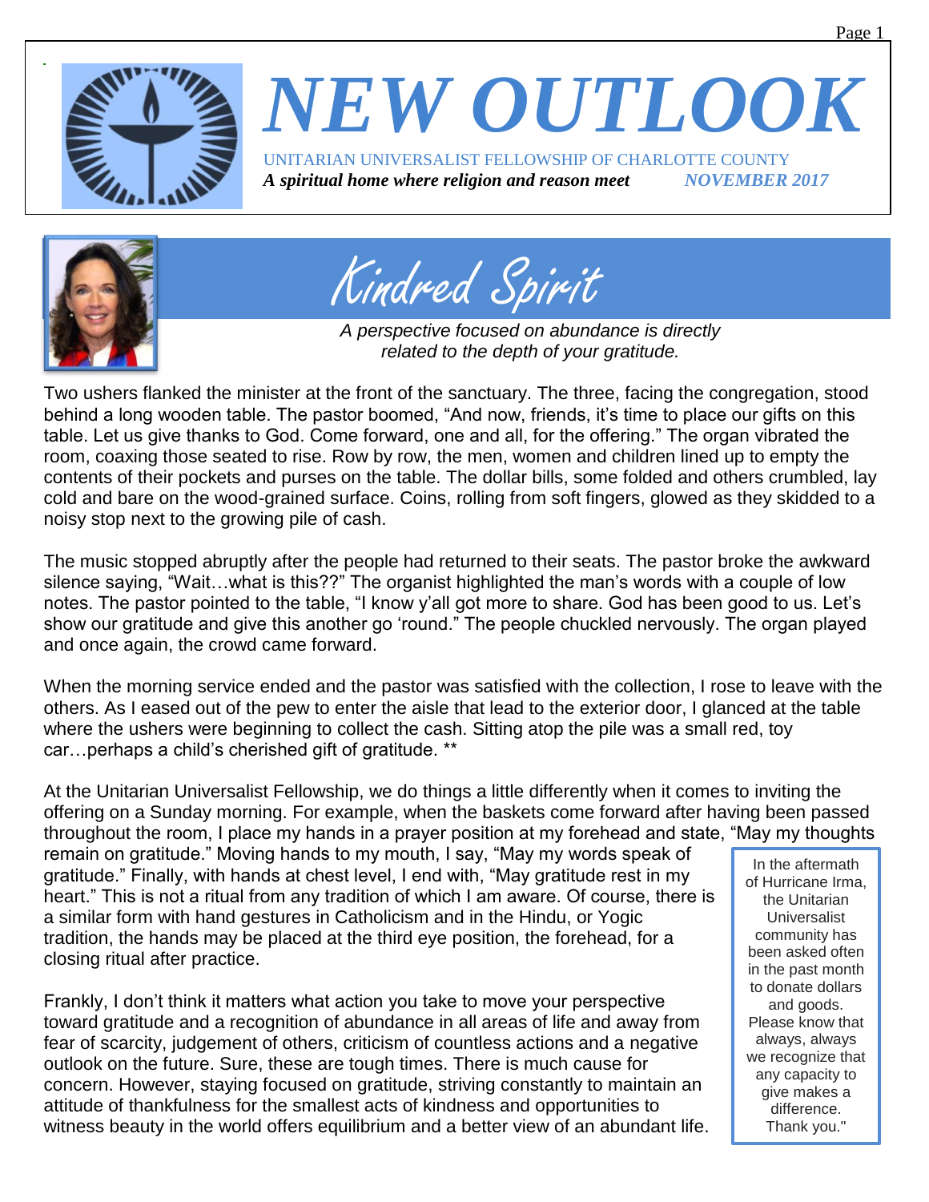# NEW OUTLOOK

UNITARIAN UNIVERSALIST FELLOWSHIP OF CHARLOTTE COUNTY

*A spiritual home where religion and reason meet* *NOVEMBER 2017*

## Kindred Spirit

*A perspective focused on abundance is directly related to the depth of your gratitude.*

Two ushers flanked the minister at the front of the sanctuary. The three, facing the congregation, stood behind a long wooden table. The pastor boomed, “And now, friends, it’s time to place our gifts on this table. Let us give thanks to God. Come forward, one and all, for the offering.” The organ vibrated the room, coaxing those seated to rise. Row by row, the men, women and children lined up to empty the contents of their pockets and purses on the table. The dollar bills, some folded and others crumbled, lay cold and bare on the wood-grained surface. Coins, rolling from soft fingers, glowed as they skidded to a noisy stop next to the growing pile of cash.

The music stopped abruptly after the people had returned to their seats. The pastor broke the awkward silence saying, “Wait…what is this??” The organist highlighted the man’s words with a couple of low notes. The pastor pointed to the table, “I know y’all got more to share. God has been good to us. Let’s show our gratitude and give this another go ‘round.” The people chuckled nervously. The organ played and once again, the crowd came forward.

When the morning service ended and the pastor was satisfied with the collection, I rose to leave with the others. As I eased out of the pew to enter the aisle that lead to the exterior door, I glanced at the table where the ushers were beginning to collect the cash. Sitting atop the pile was a small red, toy car…perhaps a child’s cherished gift of gratitude. **

At the Unitarian Universalist Fellowship, we do things a little differently when it comes to inviting the offering on a Sunday morning. For example, when the baskets come forward after having been passed throughout the room, I place my hands in a prayer position at my forehead and state, “May my thoughts remain on gratitude.” Moving hands to my mouth, I say, “May my words speak of gratitude.” Finally, with hands at chest level, I end with, “May gratitude rest in my heart.” This is not a ritual from any tradition of which I am aware. Of course, there is a similar form with hand gestures in Catholicism and in the Hindu, or Yogic tradition, the hands may be placed at the third eye position, the forehead, for a closing ritual after practice.

Frankly, I don’t think it matters what action you take to move your perspective toward gratitude and a recognition of abundance in all areas of life and away from fear of scarcity, judgement of others, criticism of countless actions and a negative outlook on the future. Sure, these are tough times. There is much cause for concern. However, staying focused on gratitude, striving constantly to maintain an attitude of thankfulness for the smallest acts of kindness and opportunities to witness beauty in the world offers equilibrium and a better view of an abundant life.

> In the aftermath of Hurricane Irma, the Unitarian Universalist community has been asked often in the past month to donate dollars and goods. Please know that always, always we recognize that any capacity to give makes a difference. Thank you."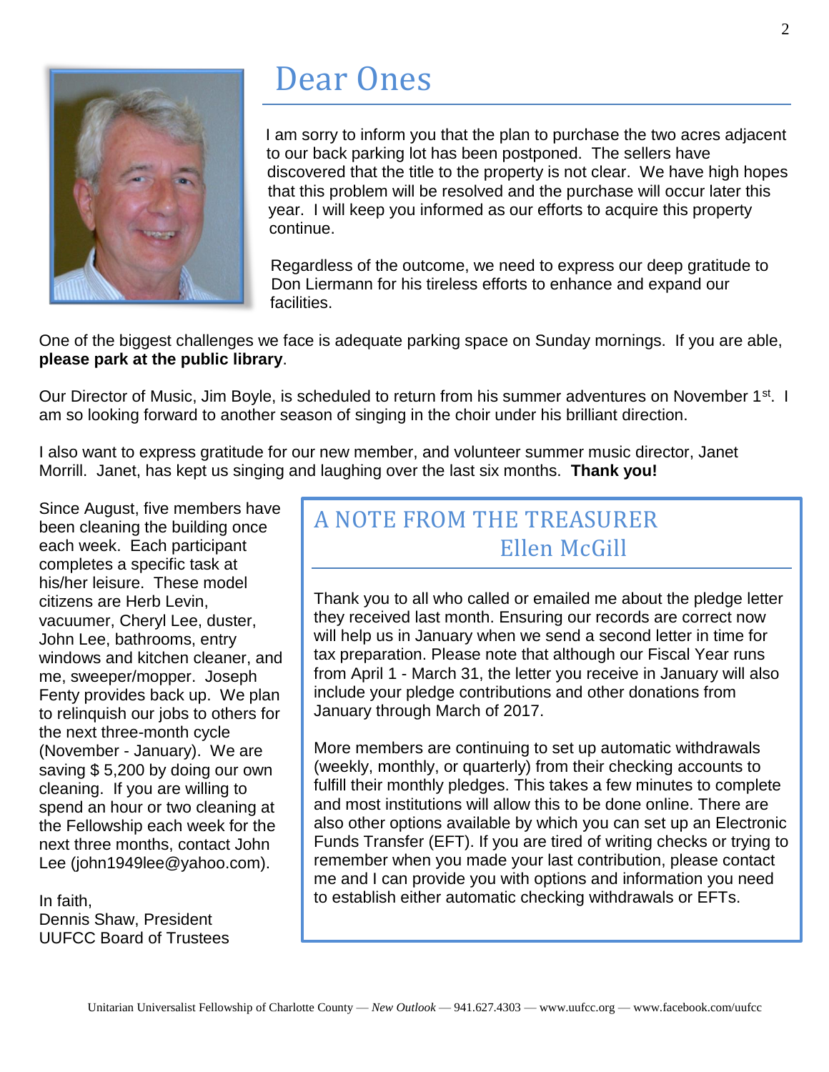# Dear Ones

I am sorry to inform you that the plan to purchase the two acres adjacent to our back parking lot has been postponed. The sellers have discovered that the title to the property is not clear. We have high hopes that this problem will be resolved and the purchase will occur later this year. I will keep you informed as our efforts to acquire this property continue.

Regardless of the outcome, we need to express our deep gratitude to Don Liermann for his tireless efforts to enhance and expand our facilities.

One of the biggest challenges we face is adequate parking space on Sunday mornings. If you are able, **please park at the public library**.

Our Director of Music, Jim Boyle, is scheduled to return from his summer adventures on November 1st. I am so looking forward to another season of singing in the choir under his brilliant direction.

I also want to express gratitude for our new member, and volunteer summer music director, Janet Morrill. Janet, has kept us singing and laughing over the last six months. **Thank you!**

Since August, five members have been cleaning the building once each week. Each participant completes a specific task at his/her leisure. These model citizens are Herb Levin, vacuumer, Cheryl Lee, duster, John Lee, bathrooms, entry windows and kitchen cleaner, and me, sweeper/mopper. Joseph Fenty provides back up. We plan to relinquish our jobs to others for the next three-month cycle (November - January). We are saving $ 5,200 by doing our own cleaning. If you are willing to spend an hour or two cleaning at the Fellowship each week for the next three months, contact John Lee (john1949lee@yahoo.com).

In faith,
Dennis Shaw, President
UUFCC Board of Trustees

## A NOTE FROM THE TREASURER
### Ellen McGill

Thank you to all who called or emailed me about the pledge letter they received last month. Ensuring our records are correct now will help us in January when we send a second letter in time for tax preparation. Please note that although our Fiscal Year runs from April 1 - March 31, the letter you receive in January will also include your pledge contributions and other donations from January through March of 2017.

More members are continuing to set up automatic withdrawals (weekly, monthly, or quarterly) from their checking accounts to fulfill their monthly pledges. This takes a few minutes to complete and most institutions will allow this to be done online. There are also other options available by which you can set up an Electronic Funds Transfer (EFT). If you are tired of writing checks or trying to remember when you made your last contribution, please contact me and I can provide you with options and information you need to establish either automatic checking withdrawals or EFTs.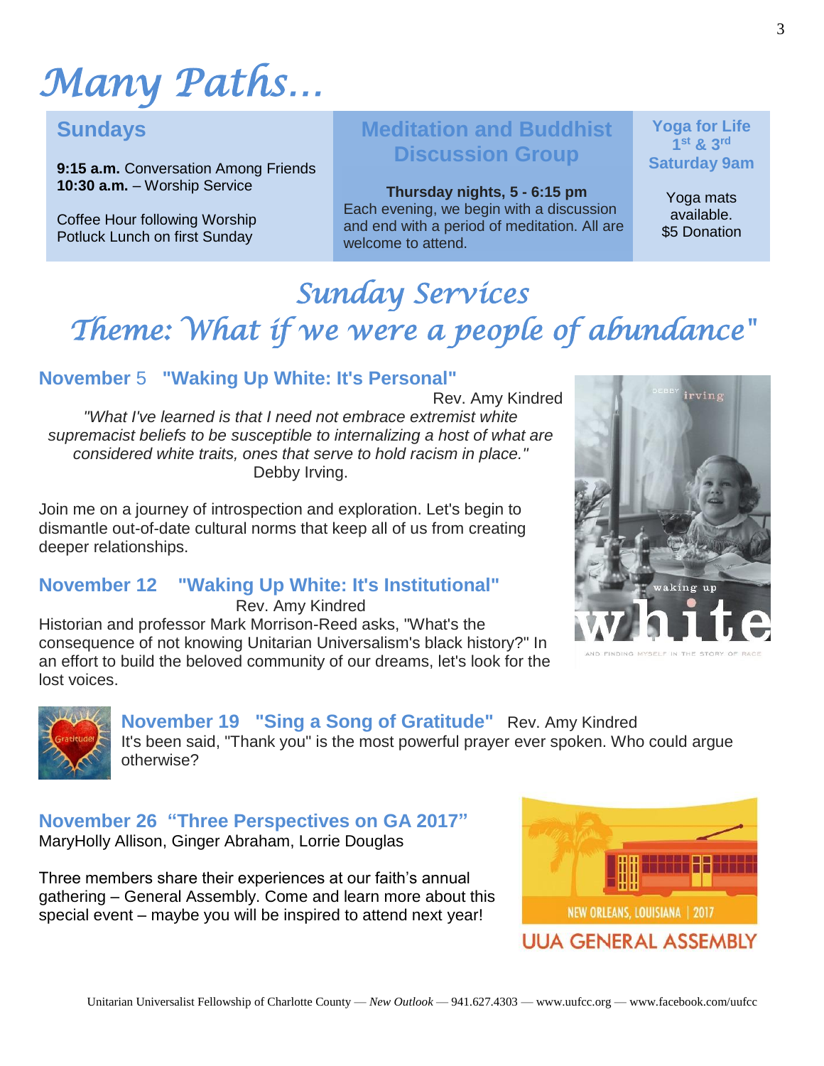# Many Paths…

## Sundays

**9:15 a.m.** Conversation Among Friends
**10:30 a.m.** – Worship Service

Coffee Hour following Worship
Potluck Lunch on first Sunday

## Meditation and Buddhist Discussion Group

**Thursday nights, 5 - 6:15 pm**
Each evening, we begin with a discussion and end with a period of meditation. All are welcome to attend.

## Yoga for Life 1st & 3rd Saturday 9am

Yoga mats available.
$5 Donation

# Sunday Services
# Theme: What if we were a people of abundance"

### November 5 "Waking Up White: It's Personal"

Rev. Amy Kindred

*"What I've learned is that I need not embrace extremist white supremacist beliefs to be susceptible to internalizing a host of what are considered white traits, ones that serve to hold racism in place."*
Debby Irving.

Join me on a journey of introspection and exploration. Let's begin to dismantle out-of-date cultural norms that keep all of us from creating deeper relationships.

### November 12 "Waking Up White: It's Institutional"

Rev. Amy Kindred

Historian and professor Mark Morrison-Reed asks, "What's the consequence of not knowing Unitarian Universalism's black history?" In an effort to build the beloved community of our dreams, let's look for the lost voices.

### November 19 "Sing a Song of Gratitude" Rev. Amy Kindred

It's been said, "Thank you" is the most powerful prayer ever spoken. Who could argue otherwise?

### November 26 "Three Perspectives on GA 2017"

MaryHolly Allison, Ginger Abraham, Lorrie Douglas

Three members share their experiences at our faith's annual gathering – General Assembly. Come and learn more about this special event – maybe you will be inspired to attend next year!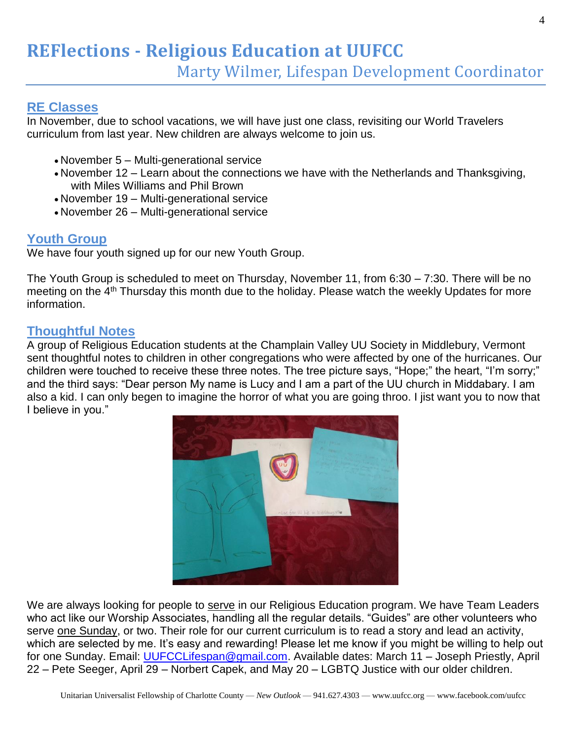# REFlections - Religious Education at UUFCC

## Marty Wilmer, Lifespan Development Coordinator

### RE Classes

In November, due to school vacations, we will have just one class, revisiting our World Travelers curriculum from last year. New children are always welcome to join us.

- November 5 – Multi-generational service
- November 12 – Learn about the connections we have with the Netherlands and Thanksgiving, with Miles Williams and Phil Brown
- November 19 – Multi-generational service
- November 26 – Multi-generational service

### Youth Group

We have four youth signed up for our new Youth Group.

The Youth Group is scheduled to meet on Thursday, November 11, from 6:30 – 7:30. There will be no meeting on the 4th Thursday this month due to the holiday. Please watch the weekly Updates for more information.

### Thoughtful Notes

A group of Religious Education students at the Champlain Valley UU Society in Middlebury, Vermont sent thoughtful notes to children in other congregations who were affected by one of the hurricanes. Our children were touched to receive these three notes. The tree picture says, "Hope;" the heart, "I'm sorry;" and the third says: "Dear person My name is Lucy and I am a part of the UU church in Middabary. I am also a kid. I can only begen to imagine the horror of what you are going throo. I jist want you to now that I believe in you."

We are always looking for people to serve in our Religious Education program. We have Team Leaders who act like our Worship Associates, handling all the regular details. "Guides" are other volunteers who serve one Sunday, or two. Their role for our current curriculum is to read a story and lead an activity, which are selected by me. It's easy and rewarding! Please let me know if you might be willing to help out for one Sunday. Email: UUFCCLifespan@gmail.com. Available dates: March 11 – Joseph Priestly, April 22 – Pete Seeger, April 29 – Norbert Capek, and May 20 – LGBTQ Justice with our older children.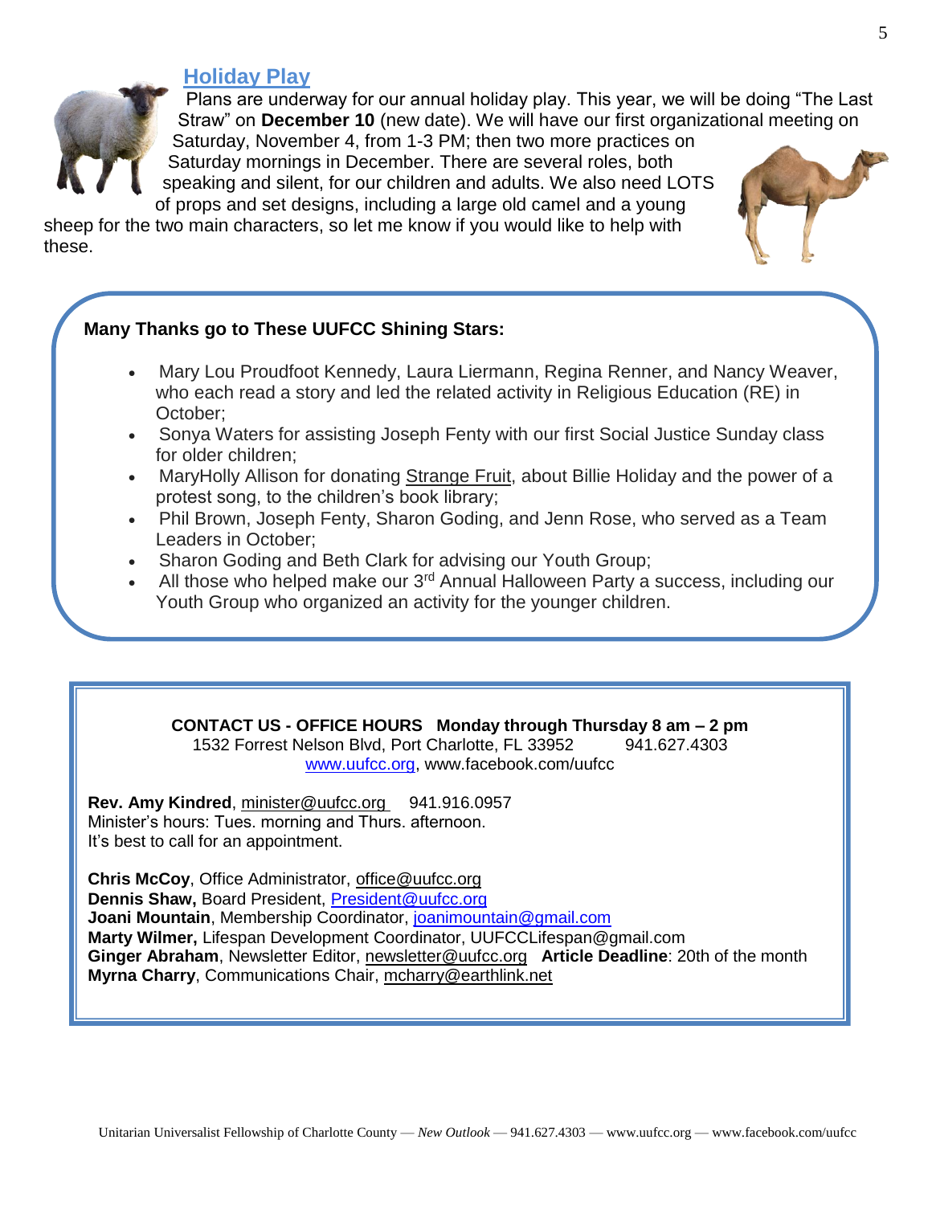## Holiday Play

Plans are underway for our annual holiday play. This year, we will be doing “The Last Straw” on **December 10** (new date). We will have our first organizational meeting on Saturday, November 4, from 1-3 PM; then two more practices on Saturday mornings in December. There are several roles, both speaking and silent, for our children and adults. We also need LOTS of props and set designs, including a large old camel and a young sheep for the two main characters, so let me know if you would like to help with these.

**Many Thanks go to These UUFCC Shining Stars:**

- Mary Lou Proudfoot Kennedy, Laura Liermann, Regina Renner, and Nancy Weaver, who each read a story and led the related activity in Religious Education (RE) in October;
- Sonya Waters for assisting Joseph Fenty with our first Social Justice Sunday class for older children;
- MaryHolly Allison for donating Strange Fruit, about Billie Holiday and the power of a protest song, to the children’s book library;
- Phil Brown, Joseph Fenty, Sharon Goding, and Jenn Rose, who served as a Team Leaders in October;
- Sharon Goding and Beth Clark for advising our Youth Group;
- All those who helped make our 3rd Annual Halloween Party a success, including our Youth Group who organized an activity for the younger children.

**CONTACT US - OFFICE HOURS Monday through Thursday 8 am – 2 pm**
1532 Forrest Nelson Blvd, Port Charlotte, FL 33952 941.627.4303
www.uufcc.org, www.facebook.com/uufcc

**Rev. Amy Kindred**, minister@uufcc.org 941.916.0957
Minister’s hours: Tues. morning and Thurs. afternoon.
It’s best to call for an appointment.

**Chris McCoy**, Office Administrator, office@uufcc.org
**Dennis Shaw,** Board President, President@uufcc.org
**Joani Mountain**, Membership Coordinator, joanimountain@gmail.com
**Marty Wilmer,** Lifespan Development Coordinator, UUFCCLifespan@gmail.com
**Ginger Abraham**, Newsletter Editor, newsletter@uufcc.org **Article Deadline**: 20th of the month
**Myrna Charry**, Communications Chair, mcharry@earthlink.net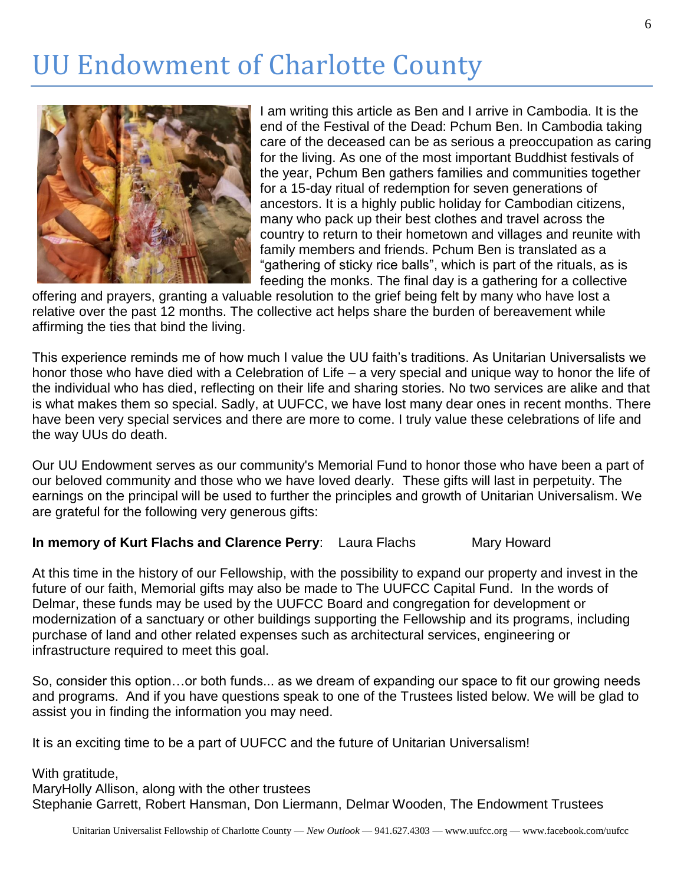# UU Endowment of Charlotte County

I am writing this article as Ben and I arrive in Cambodia. It is the end of the Festival of the Dead: Pchum Ben. In Cambodia taking care of the deceased can be as serious a preoccupation as caring for the living. As one of the most important Buddhist festivals of the year, Pchum Ben gathers families and communities together for a 15-day ritual of redemption for seven generations of ancestors. It is a highly public holiday for Cambodian citizens, many who pack up their best clothes and travel across the country to return to their hometown and villages and reunite with family members and friends. Pchum Ben is translated as a "gathering of sticky rice balls", which is part of the rituals, as is feeding the monks. The final day is a gathering for a collective offering and prayers, granting a valuable resolution to the grief being felt by many who have lost a relative over the past 12 months. The collective act helps share the burden of bereavement while affirming the ties that bind the living.

This experience reminds me of how much I value the UU faith's traditions. As Unitarian Universalists we honor those who have died with a Celebration of Life – a very special and unique way to honor the life of the individual who has died, reflecting on their life and sharing stories. No two services are alike and that is what makes them so special. Sadly, at UUFCC, we have lost many dear ones in recent months. There have been very special services and there are more to come. I truly value these celebrations of life and the way UUs do death.

Our UU Endowment serves as our community's Memorial Fund to honor those who have been a part of our beloved community and those who we have loved dearly. These gifts will last in perpetuity. The earnings on the principal will be used to further the principles and growth of Unitarian Universalism. We are grateful for the following very generous gifts:

**In memory of Kurt Flachs and Clarence Perry**: Laura Flachs Mary Howard

At this time in the history of our Fellowship, with the possibility to expand our property and invest in the future of our faith, Memorial gifts may also be made to The UUFCC Capital Fund. In the words of Delmar, these funds may be used by the UUFCC Board and congregation for development or modernization of a sanctuary or other buildings supporting the Fellowship and its programs, including purchase of land and other related expenses such as architectural services, engineering or infrastructure required to meet this goal.

So, consider this option…or both funds... as we dream of expanding our space to fit our growing needs and programs. And if you have questions speak to one of the Trustees listed below. We will be glad to assist you in finding the information you may need.

It is an exciting time to be a part of UUFCC and the future of Unitarian Universalism!

With gratitude,
MaryHolly Allison, along with the other trustees
Stephanie Garrett, Robert Hansman, Don Liermann, Delmar Wooden, The Endowment Trustees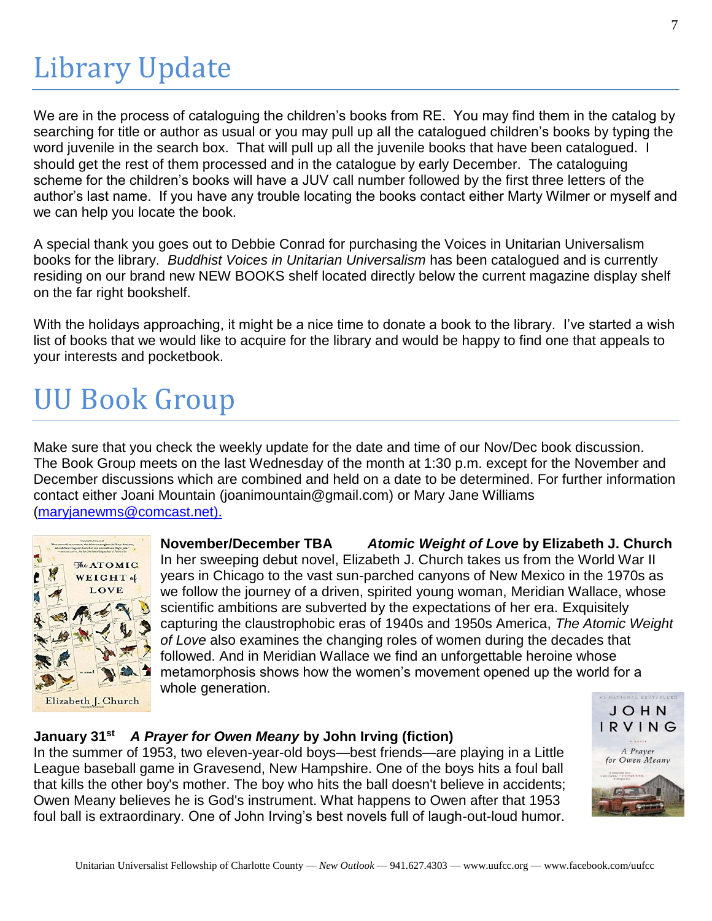# Library Update

We are in the process of cataloguing the children's books from RE. You may find them in the catalog by searching for title or author as usual or you may pull up all the catalogued children's books by typing the word juvenile in the search box. That will pull up all the juvenile books that have been catalogued. I should get the rest of them processed and in the catalogue by early December. The cataloguing scheme for the children's books will have a JUV call number followed by the first three letters of the author's last name. If you have any trouble locating the books contact either Marty Wilmer or myself and we can help you locate the book.

A special thank you goes out to Debbie Conrad for purchasing the Voices in Unitarian Universalism books for the library. *Buddhist Voices in Unitarian Universalism* has been catalogued and is currently residing on our brand new NEW BOOKS shelf located directly below the current magazine display shelf on the far right bookshelf.

With the holidays approaching, it might be a nice time to donate a book to the library. I've started a wish list of books that we would like to acquire for the library and would be happy to find one that appeals to your interests and pocketbook.

# UU Book Group

Make sure that you check the weekly update for the date and time of our Nov/Dec book discussion. The Book Group meets on the last Wednesday of the month at 1:30 p.m. except for the November and December discussions which are combined and held on a date to be determined. For further information contact either Joani Mountain (joanimountain@gmail.com) or Mary Jane Williams (maryjanewms@comcast.net).

**November/December TBA** ***Atomic Weight of Love*** **by Elizabeth J. Church**
In her sweeping debut novel, Elizabeth J. Church takes us from the World War II years in Chicago to the vast sun-parched canyons of New Mexico in the 1970s as we follow the journey of a driven, spirited young woman, Meridian Wallace, whose scientific ambitions are subverted by the expectations of her era. Exquisitely capturing the claustrophobic eras of 1940s and 1950s America, *The Atomic Weight of Love* also examines the changing roles of women during the decades that followed. And in Meridian Wallace we find an unforgettable heroine whose metamorphosis shows how the women's movement opened up the world for a whole generation.

**January 31st** ***A Prayer for Owen Meany*** **by John Irving (fiction)**
In the summer of 1953, two eleven-year-old boys—best friends—are playing in a Little League baseball game in Gravesend, New Hampshire. One of the boys hits a foul ball that kills the other boy's mother. The boy who hits the ball doesn't believe in accidents; Owen Meany believes he is God's instrument. What happens to Owen after that 1953 foul ball is extraordinary. One of John Irving's best novels full of laugh-out-loud humor.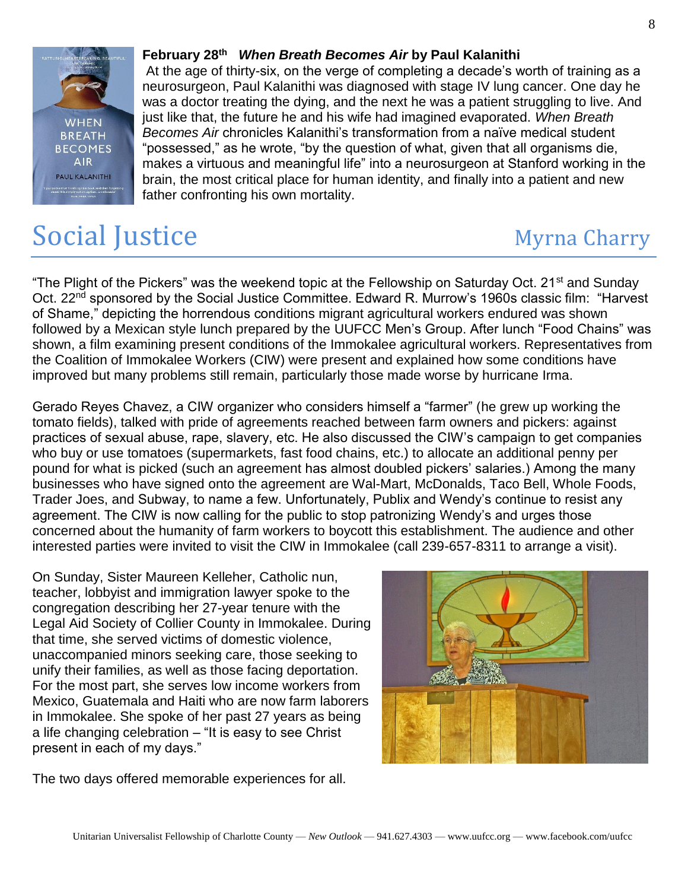**February 28th** ***When Breath Becomes Air*** **by Paul Kalanithi**

At the age of thirty-six, on the verge of completing a decade's worth of training as a neurosurgeon, Paul Kalanithi was diagnosed with stage IV lung cancer. One day he was a doctor treating the dying, and the next he was a patient struggling to live. And just like that, the future he and his wife had imagined evaporated. *When Breath Becomes Air* chronicles Kalanithi's transformation from a naïve medical student "possessed," as he wrote, "by the question of what, given that all organisms die, makes a virtuous and meaningful life" into a neurosurgeon at Stanford working in the brain, the most critical place for human identity, and finally into a patient and new father confronting his own mortality.

# Social Justice

Myrna Charry

"The Plight of the Pickers" was the weekend topic at the Fellowship on Saturday Oct. 21st and Sunday Oct. 22nd sponsored by the Social Justice Committee. Edward R. Murrow's 1960s classic film: "Harvest of Shame," depicting the horrendous conditions migrant agricultural workers endured was shown followed by a Mexican style lunch prepared by the UUFCC Men's Group. After lunch "Food Chains" was shown, a film examining present conditions of the Immokalee agricultural workers. Representatives from the Coalition of Immokalee Workers (CIW) were present and explained how some conditions have improved but many problems still remain, particularly those made worse by hurricane Irma.

Gerado Reyes Chavez, a CIW organizer who considers himself a "farmer" (he grew up working the tomato fields), talked with pride of agreements reached between farm owners and pickers: against practices of sexual abuse, rape, slavery, etc. He also discussed the CIW's campaign to get companies who buy or use tomatoes (supermarkets, fast food chains, etc.) to allocate an additional penny per pound for what is picked (such an agreement has almost doubled pickers' salaries.) Among the many businesses who have signed onto the agreement are Wal-Mart, McDonalds, Taco Bell, Whole Foods, Trader Joes, and Subway, to name a few. Unfortunately, Publix and Wendy's continue to resist any agreement. The CIW is now calling for the public to stop patronizing Wendy's and urges those concerned about the humanity of farm workers to boycott this establishment. The audience and other interested parties were invited to visit the CIW in Immokalee (call 239-657-8311 to arrange a visit).

On Sunday, Sister Maureen Kelleher, Catholic nun, teacher, lobbyist and immigration lawyer spoke to the congregation describing her 27-year tenure with the Legal Aid Society of Collier County in Immokalee. During that time, she served victims of domestic violence, unaccompanied minors seeking care, those seeking to unify their families, as well as those facing deportation. For the most part, she serves low income workers from Mexico, Guatemala and Haiti who are now farm laborers in Immokalee. She spoke of her past 27 years as being a life changing celebration – "It is easy to see Christ present in each of my days."

The two days offered memorable experiences for all.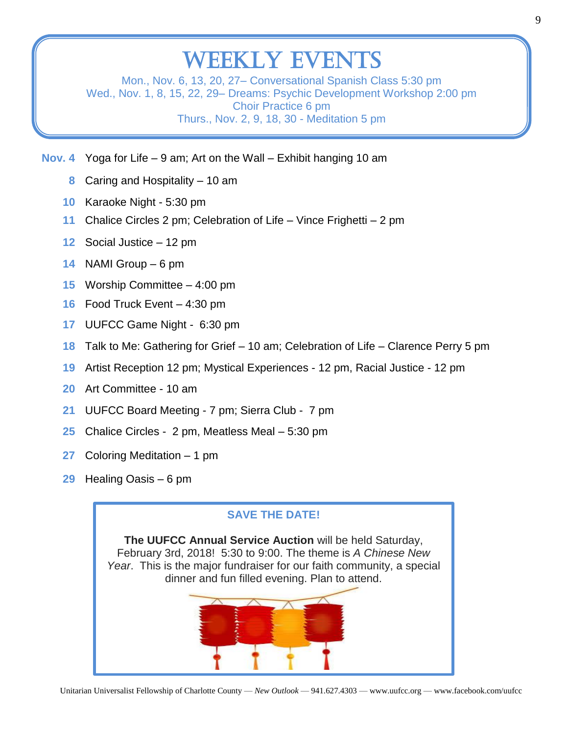# WEEKLY EVENTS

Mon., Nov. 6, 13, 20, 27– Conversational Spanish Class 5:30 pm
Wed., Nov. 1, 8, 15, 22, 29– Dreams: Psychic Development Workshop 2:00 pm
Choir Practice 6 pm
Thurs., Nov. 2, 9, 18, 30 - Meditation 5 pm

**Nov. 4** Yoga for Life – 9 am; Art on the Wall – Exhibit hanging 10 am

**8** Caring and Hospitality – 10 am

**10** Karaoke Night - 5:30 pm

**11** Chalice Circles 2 pm; Celebration of Life – Vince Frighetti – 2 pm

**12** Social Justice – 12 pm

**14** NAMI Group – 6 pm

**15** Worship Committee – 4:00 pm

**16** Food Truck Event – 4:30 pm

**17** UUFCC Game Night - 6:30 pm

**18** Talk to Me: Gathering for Grief – 10 am; Celebration of Life – Clarence Perry 5 pm

**19** Artist Reception 12 pm; Mystical Experiences - 12 pm, Racial Justice - 12 pm

**20** Art Committee - 10 am

**21** UUFCC Board Meeting - 7 pm; Sierra Club - 7 pm

**25** Chalice Circles - 2 pm, Meatless Meal – 5:30 pm

**27** Coloring Meditation – 1 pm

**29** Healing Oasis – 6 pm

**SAVE THE DATE!**

**The UUFCC Annual Service Auction** will be held Saturday, February 3rd, 2018! 5:30 to 9:00. The theme is *A Chinese New Year*. This is the major fundraiser for our faith community, a special dinner and fun filled evening. Plan to attend.